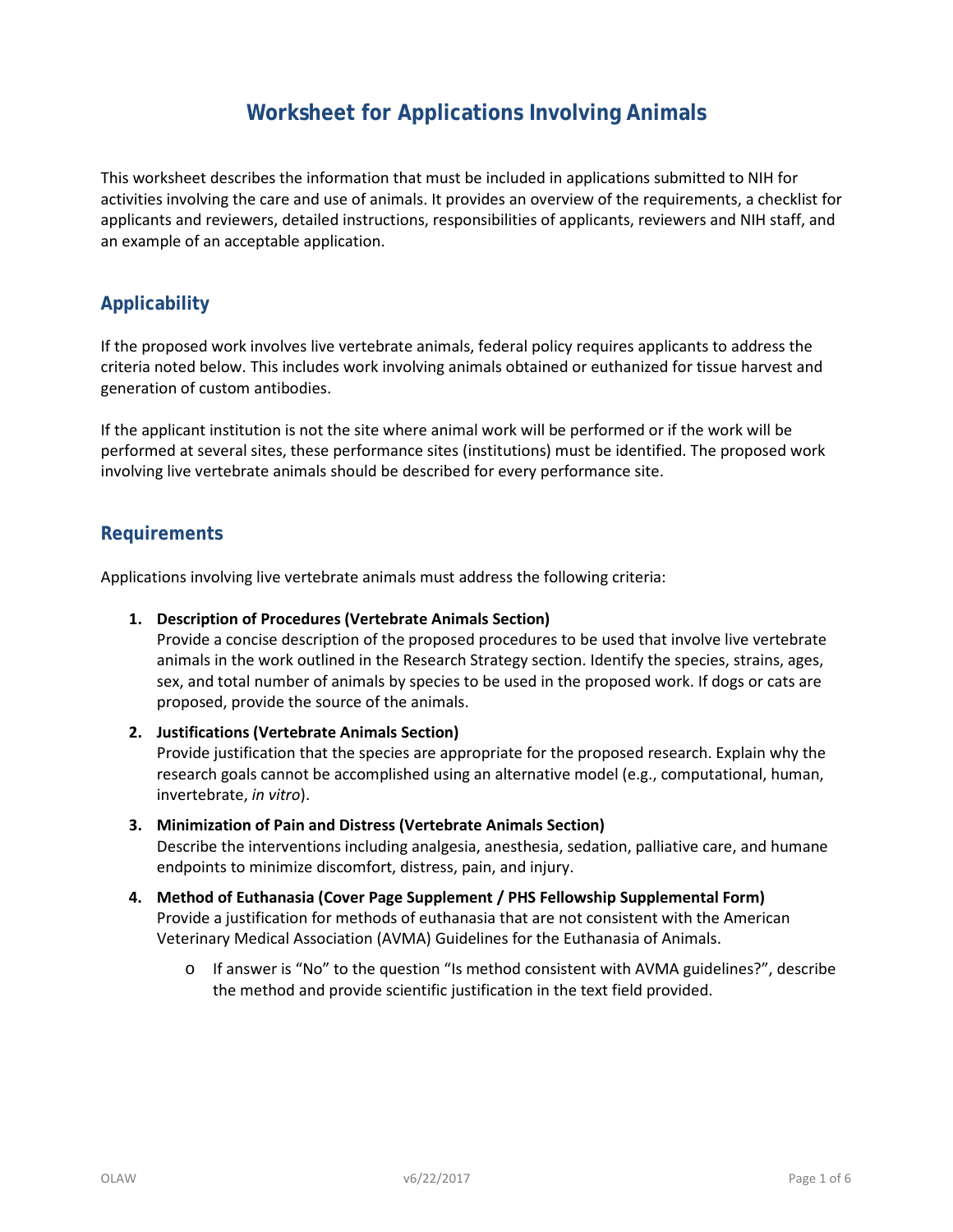# Worksheet for Applications Involving Animals

This worksheet describes the information that must be included in applications submitted to NIH for activities involving the care and use of animals. It provides an overview of the requirements, a checklist for applicants and reviewers, detailed instructions, responsibilities of applicants, reviewers and NIH staff, and an example of an acceptable application.

## Applicability

If the proposed work involves live vertebrate animals, federal policy requires applicants to address the criteria noted below. This includes work involving animals obtained or euthanized for tissue harvest and generation of custom antibodies.

If the applicant institution is not the site where animal work will be performed or if the work will be performed at several sites, these performance sites (institutions) must be identified. The proposed work involving live vertebrate animals should be described for every performance site.

## Requirements

Applications involving live vertebrate animals must address the following criteria:

1. **Description of Procedures (Vertebrate Animals Section)**
   Provide a concise description of the proposed procedures to be used that involve live vertebrate animals in the work outlined in the Research Strategy section. Identify the species, strains, ages, sex, and total number of animals by species to be used in the proposed work. If dogs or cats are proposed, provide the source of the animals.

2. **Justifications (Vertebrate Animals Section)**
   Provide justification that the species are appropriate for the proposed research. Explain why the research goals cannot be accomplished using an alternative model (e.g., computational, human, invertebrate, *in vitro*).

3. **Minimization of Pain and Distress (Vertebrate Animals Section)**
   Describe the interventions including analgesia, anesthesia, sedation, palliative care, and humane endpoints to minimize discomfort, distress, pain, and injury.

4. **Method of Euthanasia (Cover Page Supplement / PHS Fellowship Supplemental Form)**
   Provide a justification for methods of euthanasia that are not consistent with the American Veterinary Medical Association (AVMA) Guidelines for the Euthanasia of Animals.

   - If answer is "No" to the question "Is method consistent with AVMA guidelines?", describe the method and provide scientific justification in the text field provided.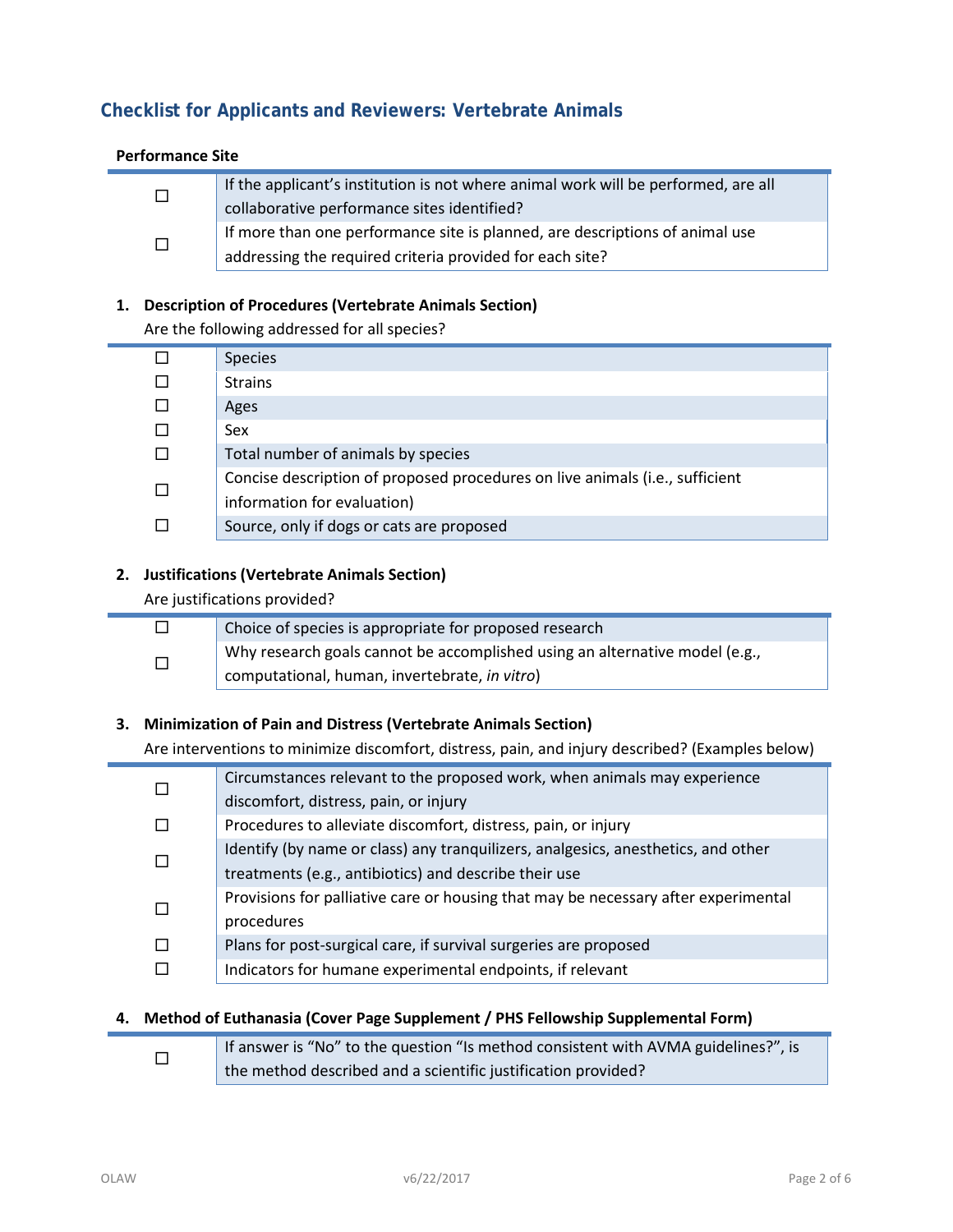## Checklist for Applicants and Reviewers: Vertebrate Animals

**Performance Site**

| | |
|---|---|
| ☐ | If the applicant's institution is not where animal work will be performed, are all collaborative performance sites identified? |
| ☐ | If more than one performance site is planned, are descriptions of animal use addressing the required criteria provided for each site? |

### 1. Description of Procedures (Vertebrate Animals Section)

Are the following addressed for all species?

| | |
|---|---|
| ☐ | Species |
| ☐ | Strains |
| ☐ | Ages |
| ☐ | Sex |
| ☐ | Total number of animals by species |
| ☐ | Concise description of proposed procedures on live animals (i.e., sufficient information for evaluation) |
| ☐ | Source, only if dogs or cats are proposed |

### 2. Justifications (Vertebrate Animals Section)

Are justifications provided?

| | |
|---|---|
| ☐ | Choice of species is appropriate for proposed research |
| ☐ | Why research goals cannot be accomplished using an alternative model (e.g., computational, human, invertebrate, *in vitro*) |

### 3. Minimization of Pain and Distress (Vertebrate Animals Section)

Are interventions to minimize discomfort, distress, pain, and injury described? (Examples below)

| | |
|---|---|
| ☐ | Circumstances relevant to the proposed work, when animals may experience discomfort, distress, pain, or injury |
| ☐ | Procedures to alleviate discomfort, distress, pain, or injury |
| ☐ | Identify (by name or class) any tranquilizers, analgesics, anesthetics, and other treatments (e.g., antibiotics) and describe their use |
| ☐ | Provisions for palliative care or housing that may be necessary after experimental procedures |
| ☐ | Plans for post-surgical care, if survival surgeries are proposed |
| ☐ | Indicators for humane experimental endpoints, if relevant |

### 4. Method of Euthanasia (Cover Page Supplement / PHS Fellowship Supplemental Form)

| | |
|---|---|
| ☐ | If answer is "No" to the question "Is method consistent with AVMA guidelines?", is the method described and a scientific justification provided? |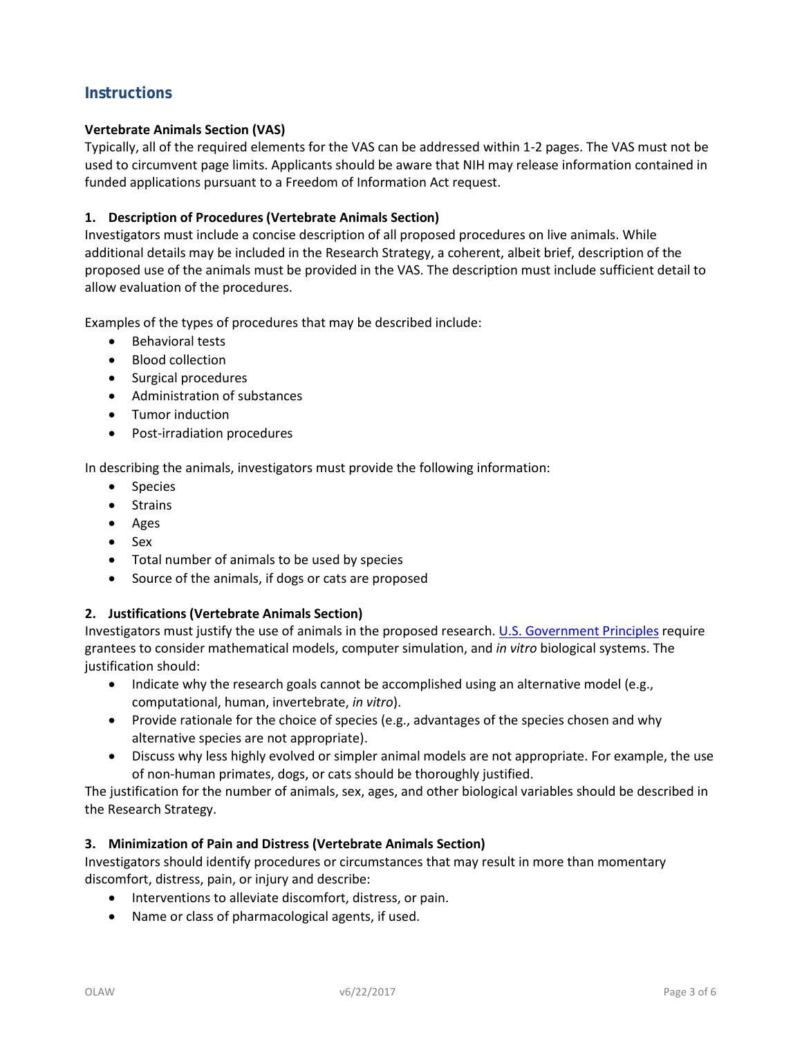## Instructions

**Vertebrate Animals Section (VAS)**

Typically, all of the required elements for the VAS can be addressed within 1-2 pages. The VAS must not be used to circumvent page limits. Applicants should be aware that NIH may release information contained in funded applications pursuant to a Freedom of Information Act request.

**1. Description of Procedures (Vertebrate Animals Section)**

Investigators must include a concise description of all proposed procedures on live animals. While additional details may be included in the Research Strategy, a coherent, albeit brief, description of the proposed use of the animals must be provided in the VAS. The description must include sufficient detail to allow evaluation of the procedures.

Examples of the types of procedures that may be described include:

- Behavioral tests
- Blood collection
- Surgical procedures
- Administration of substances
- Tumor induction
- Post-irradiation procedures

In describing the animals, investigators must provide the following information:

- Species
- Strains
- Ages
- Sex
- Total number of animals to be used by species
- Source of the animals, if dogs or cats are proposed

**2. Justifications (Vertebrate Animals Section)**

Investigators must justify the use of animals in the proposed research. [U.S. Government Principles] require grantees to consider mathematical models, computer simulation, and *in vitro* biological systems. The justification should:

- Indicate why the research goals cannot be accomplished using an alternative model (e.g., computational, human, invertebrate, *in vitro*).
- Provide rationale for the choice of species (e.g., advantages of the species chosen and why alternative species are not appropriate).
- Discuss why less highly evolved or simpler animal models are not appropriate. For example, the use of non-human primates, dogs, or cats should be thoroughly justified.

The justification for the number of animals, sex, ages, and other biological variables should be described in the Research Strategy.

**3. Minimization of Pain and Distress (Vertebrate Animals Section)**

Investigators should identify procedures or circumstances that may result in more than momentary discomfort, distress, pain, or injury and describe:

- Interventions to alleviate discomfort, distress, or pain.
- Name or class of pharmacological agents, if used.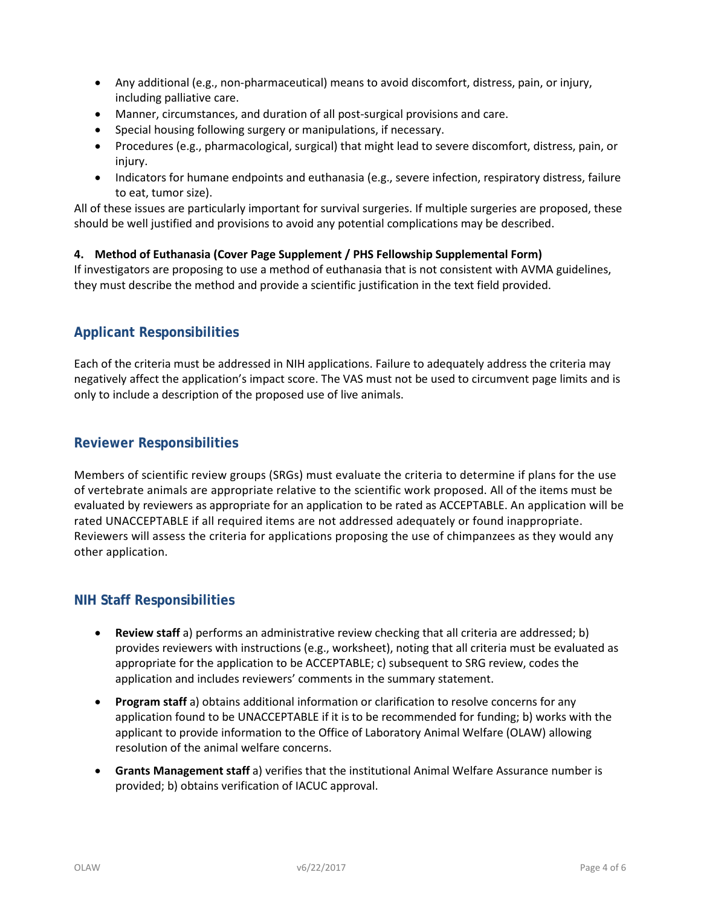- Any additional (e.g., non-pharmaceutical) means to avoid discomfort, distress, pain, or injury, including palliative care.
- Manner, circumstances, and duration of all post-surgical provisions and care.
- Special housing following surgery or manipulations, if necessary.
- Procedures (e.g., pharmacological, surgical) that might lead to severe discomfort, distress, pain, or injury.
- Indicators for humane endpoints and euthanasia (e.g., severe infection, respiratory distress, failure to eat, tumor size).

All of these issues are particularly important for survival surgeries. If multiple surgeries are proposed, these should be well justified and provisions to avoid any potential complications may be described.

**4. Method of Euthanasia (Cover Page Supplement / PHS Fellowship Supplemental Form)**

If investigators are proposing to use a method of euthanasia that is not consistent with AVMA guidelines, they must describe the method and provide a scientific justification in the text field provided.

## Applicant Responsibilities

Each of the criteria must be addressed in NIH applications. Failure to adequately address the criteria may negatively affect the application's impact score. The VAS must not be used to circumvent page limits and is only to include a description of the proposed use of live animals.

## Reviewer Responsibilities

Members of scientific review groups (SRGs) must evaluate the criteria to determine if plans for the use of vertebrate animals are appropriate relative to the scientific work proposed. All of the items must be evaluated by reviewers as appropriate for an application to be rated as ACCEPTABLE. An application will be rated UNACCEPTABLE if all required items are not addressed adequately or found inappropriate. Reviewers will assess the criteria for applications proposing the use of chimpanzees as they would any other application.

## NIH Staff Responsibilities

- **Review staff** a) performs an administrative review checking that all criteria are addressed; b) provides reviewers with instructions (e.g., worksheet), noting that all criteria must be evaluated as appropriate for the application to be ACCEPTABLE; c) subsequent to SRG review, codes the application and includes reviewers' comments in the summary statement.
- **Program staff** a) obtains additional information or clarification to resolve concerns for any application found to be UNACCEPTABLE if it is to be recommended for funding; b) works with the applicant to provide information to the Office of Laboratory Animal Welfare (OLAW) allowing resolution of the animal welfare concerns.
- **Grants Management staff** a) verifies that the institutional Animal Welfare Assurance number is provided; b) obtains verification of IACUC approval.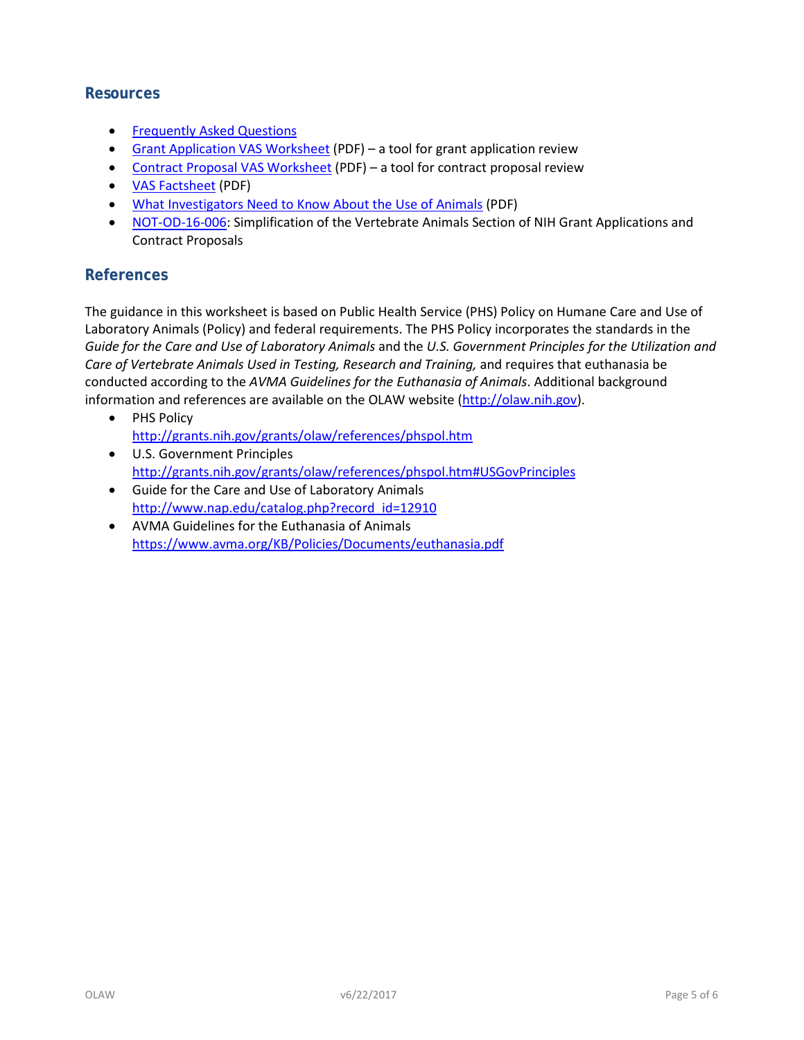## Resources

- Frequently Asked Questions
- Grant Application VAS Worksheet (PDF) – a tool for grant application review
- Contract Proposal VAS Worksheet (PDF) – a tool for contract proposal review
- VAS Factsheet (PDF)
- What Investigators Need to Know About the Use of Animals (PDF)
- NOT-OD-16-006: Simplification of the Vertebrate Animals Section of NIH Grant Applications and Contract Proposals

## References

The guidance in this worksheet is based on Public Health Service (PHS) Policy on Humane Care and Use of Laboratory Animals (Policy) and federal requirements. The PHS Policy incorporates the standards in the *Guide for the Care and Use of Laboratory Animals* and the *U.S. Government Principles for the Utilization and Care of Vertebrate Animals Used in Testing, Research and Training,* and requires that euthanasia be conducted according to the *AVMA Guidelines for the Euthanasia of Animals*. Additional background information and references are available on the OLAW website (http://olaw.nih.gov).

- PHS Policy
  http://grants.nih.gov/grants/olaw/references/phspol.htm
- U.S. Government Principles
  http://grants.nih.gov/grants/olaw/references/phspol.htm#USGovPrinciples
- Guide for the Care and Use of Laboratory Animals
  http://www.nap.edu/catalog.php?record_id=12910
- AVMA Guidelines for the Euthanasia of Animals
  https://www.avma.org/KB/Policies/Documents/euthanasia.pdf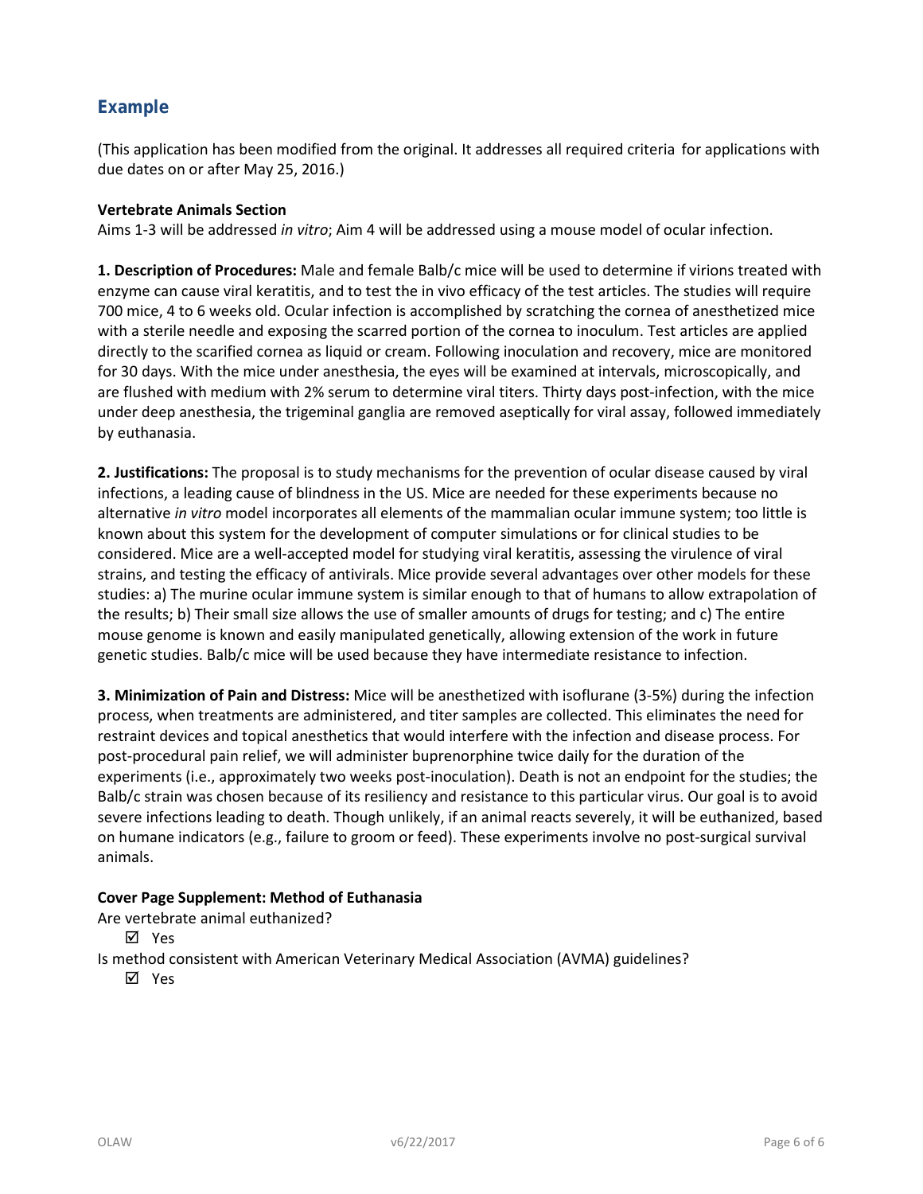## Example

(This application has been modified from the original. It addresses all required criteria for applications with due dates on or after May 25, 2016.)

**Vertebrate Animals Section**

Aims 1-3 will be addressed *in vitro*; Aim 4 will be addressed using a mouse model of ocular infection.

**1. Description of Procedures:** Male and female Balb/c mice will be used to determine if virions treated with enzyme can cause viral keratitis, and to test the in vivo efficacy of the test articles. The studies will require 700 mice, 4 to 6 weeks old. Ocular infection is accomplished by scratching the cornea of anesthetized mice with a sterile needle and exposing the scarred portion of the cornea to inoculum. Test articles are applied directly to the scarified cornea as liquid or cream. Following inoculation and recovery, mice are monitored for 30 days. With the mice under anesthesia, the eyes will be examined at intervals, microscopically, and are flushed with medium with 2% serum to determine viral titers. Thirty days post-infection, with the mice under deep anesthesia, the trigeminal ganglia are removed aseptically for viral assay, followed immediately by euthanasia.

**2. Justifications:** The proposal is to study mechanisms for the prevention of ocular disease caused by viral infections, a leading cause of blindness in the US. Mice are needed for these experiments because no alternative *in vitro* model incorporates all elements of the mammalian ocular immune system; too little is known about this system for the development of computer simulations or for clinical studies to be considered. Mice are a well-accepted model for studying viral keratitis, assessing the virulence of viral strains, and testing the efficacy of antivirals. Mice provide several advantages over other models for these studies: a) The murine ocular immune system is similar enough to that of humans to allow extrapolation of the results; b) Their small size allows the use of smaller amounts of drugs for testing; and c) The entire mouse genome is known and easily manipulated genetically, allowing extension of the work in future genetic studies. Balb/c mice will be used because they have intermediate resistance to infection.

**3. Minimization of Pain and Distress:** Mice will be anesthetized with isoflurane (3-5%) during the infection process, when treatments are administered, and titer samples are collected. This eliminates the need for restraint devices and topical anesthetics that would interfere with the infection and disease process. For post-procedural pain relief, we will administer buprenorphine twice daily for the duration of the experiments (i.e., approximately two weeks post-inoculation). Death is not an endpoint for the studies; the Balb/c strain was chosen because of its resiliency and resistance to this particular virus. Our goal is to avoid severe infections leading to death. Though unlikely, if an animal reacts severely, it will be euthanized, based on humane indicators (e.g., failure to groom or feed). These experiments involve no post-surgical survival animals.

**Cover Page Supplement: Method of Euthanasia**

Are vertebrate animal euthanized?

- ☑ Yes

Is method consistent with American Veterinary Medical Association (AVMA) guidelines?

- ☑ Yes